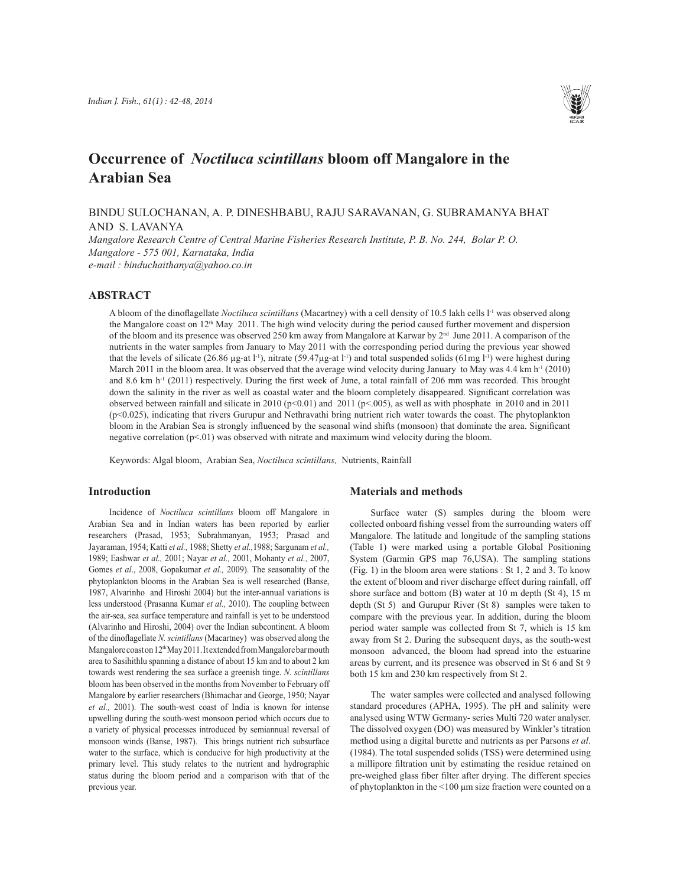# Occurrence of *Noctiluca scintillans* bloom off Mangalore in the Arabian Sea

BINDU SULOCHANAN, A. P. DINESHBABU, RAJU SARAVANAN, G. SUBRAMANYA BHAT AND S. LAVANYA

*Mangalore Research Centre of Central Marine Fisheries Research Institute, P. B. No. 244, Bolar P. O. Mangalore - 575 001, Karnataka, India*
*e-mail : binduchaithanya@yahoo.co.in*

## ABSTRACT

A bloom of the dinoflagellate *Noctiluca scintillans* (Macartney) with a cell density of 10.5 lakh cells $l^{-1}$ was observed along the Mangalore coast on 12th May 2011. The high wind velocity during the period caused further movement and dispersion of the bloom and its presence was observed 250 km away from Mangalore at Karwar by 2nd June 2011. A comparison of the nutrients in the water samples from January to May 2011 with the corresponding period during the previous year showed that the levels of silicate (26.86 µg-at $l^{-1}$), nitrate (59.47µg-at $l^{-1}$) and total suspended solids (61mg $l^{-1}$) were highest during March 2011 in the bloom area. It was observed that the average wind velocity during January to May was 4.4 km $h^{-1}$ (2010) and 8.6 km $h^{-1}$ (2011) respectively. During the first week of June, a total rainfall of 206 mm was recorded. This brought down the salinity in the river as well as coastal water and the bloom completely disappeared. Significant correlation was observed between rainfall and silicate in 2010 ($p<0.01$) and 2011 ($p<.005$), as well as with phosphate in 2010 and in 2011 ($p<0.025$), indicating that rivers Gurupur and Nethravathi bring nutrient rich water towards the coast. The phytoplankton bloom in the Arabian Sea is strongly influenced by the seasonal wind shifts (monsoon) that dominate the area. Significant negative correlation ($p<.01$) was observed with nitrate and maximum wind velocity during the bloom.

Keywords: Algal bloom, Arabian Sea, *Noctiluca scintillans,* Nutrients, Rainfall

## Introduction

Incidence of *Noctiluca scintillans* bloom off Mangalore in Arabian Sea and in Indian waters has been reported by earlier researchers (Prasad, 1953; Subrahmanyan, 1953; Prasad and Jayaraman, 1954; Katti *et al.,* 1988; Shetty *et al.,*1988; Sargunam *et al.,* 1989; Eashwar *et al.,* 2001; Nayar *et al.,* 2001, Mohanty *et al.,* 2007, Gomes *et al*., 2008, Gopakumar *et al.,* 2009). The seasonality of the phytoplankton blooms in the Arabian Sea is well researched (Banse, 1987, Alvarinho and Hiroshi 2004) but the inter-annual variations is less understood (Prasanna Kumar *et al.,* 2010). The coupling between the air-sea, sea surface temperature and rainfall is yet to be understood (Alvarinho and Hiroshi, 2004) over the Indian subcontinent. A bloom of the dinoflagellate *N. scintillans* (Macartney) was observed along the Mangalore coast on 12th May 2011. It extended from Mangalore bar mouth area to Sasihithlu spanning a distance of about 15 km and to about 2 km towards west rendering the sea surface a greenish tinge. *N. scintillans* bloom has been observed in the months from November to February off Mangalore by earlier researchers (Bhimachar and George, 1950; Nayar *et al.,* 2001). The south-west coast of India is known for intense upwelling during the south-west monsoon period which occurs due to a variety of physical processes introduced by semiannual reversal of monsoon winds (Banse, 1987). This brings nutrient rich subsurface water to the surface, which is conducive for high productivity at the primary level. This study relates to the nutrient and hydrographic status during the bloom period and a comparison with that of the previous year.

## Materials and methods

Surface water (S) samples during the bloom were collected onboard fishing vessel from the surrounding waters off Mangalore. The latitude and longitude of the sampling stations (Table 1) were marked using a portable Global Positioning System (Garmin GPS map 76,USA). The sampling stations (Fig. 1) in the bloom area were stations : St 1, 2 and 3. To know the extent of bloom and river discharge effect during rainfall, off shore surface and bottom (B) water at 10 m depth (St 4), 15 m depth (St 5) and Gurupur River (St 8) samples were taken to compare with the previous year. In addition, during the bloom period water sample was collected from St 7, which is 15 km away from St 2. During the subsequent days, as the south-west monsoon advanced, the bloom had spread into the estuarine areas by current, and its presence was observed in St 6 and St 9 both 15 km and 230 km respectively from St 2.

The water samples were collected and analysed following standard procedures (APHA, 1995). The pH and salinity were analysed using WTW Germany- series Multi 720 water analyser. The dissolved oxygen (DO) was measured by Winkler's titration method using a digital burette and nutrients as per Parsons *et al*. (1984). The total suspended solids (TSS) were determined using a millipore filtration unit by estimating the residue retained on pre-weighed glass fiber filter after drying. The different species of phytoplankton in the <100 µm size fraction were counted on a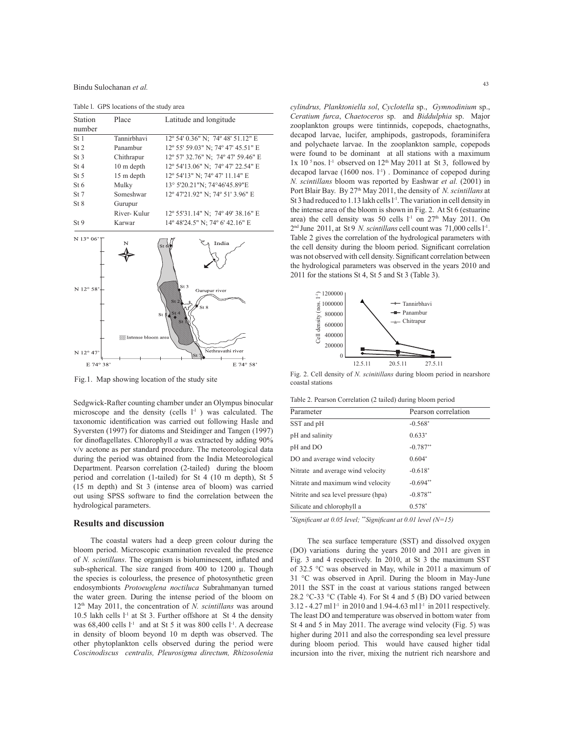Table l. GPS locations of the study area

| Station number | Place | Latitude and longitude |
|---|---|---|
| St 1 | Tannirbhavi | 12º 54' 0.36" N; 74º 48' 51.12" E |
| St 2 | Panambur | 12º 55' 59.03" N; 74º 47' 45.51" E |
| St 3 | Chithrapur | 12º 57' 32.76" N; 74º 47' 59.46" E |
| St 4 | 10 m depth | 12º 54'13.06" N; 74º 47' 22.54" E |
| St 5 | 15 m depth | 12º 54'13" N; 74º 47' 11.14" E |
| St 6 | Mulky | 13° 5'20.21"N; 74°46'45.89"E |
| St 7 | Someshwar | 12º 47'21.92" N; 74º 51' 3.96" E |
| St 8 | Gurupur River- Kulur | 12º 55'31.14" N; 74º 49' 38.16" E |
| St 9 | Karwar | 14º 48'24.5" N; 74º 6' 42.16" E |

Fig.1. Map showing location of the study site

Sedgwick-Rafter counting chamber under an Olympus binocular microscope and the density (cells $l^{-1}$ ) was calculated. The taxonomic identification was carried out following Hasle and Syversten (1997) for diatoms and Steidinger and Tangen (1997) for dinoflagellates. Chlorophyll *a* was extracted by adding 90% v/v acetone as per standard procedure. The meteorological data during the period was obtained from the India Meteorological Department. Pearson correlation (2-tailed) during the bloom period and correlation (1-tailed) for St 4 (10 m depth), St 5 (15 m depth) and St 3 (intense area of bloom) was carried out using SPSS software to find the correlation between the hydrological parameters.

## Results and discussion

The coastal waters had a deep green colour during the bloom period. Microscopic examination revealed the presence of *N. scintillans*. The organism is bioluminescent, inflated and sub-spherical. The size ranged from 400 to 1200 µ. Though the species is colourless, the presence of photosynthetic green endosymbionts *Protoeuglena noctiluca* Subrahmanyan turned the water green. During the intense period of the bloom on 12[th] May 2011, the concentration of *N. scintillans* was around 10.5 lakh cells $l^{-1}$ at St 3. Further offshore at St 4 the density was 68,400 cells $l^{-1}$ and at St 5 it was 800 cells $l^{-1}$. A decrease in density of bloom beyond 10 m depth was observed. The other phytoplankton cells observed during the period were *Coscinodiscus centralis, Pleurosigma directum, Rhizosolenia cylindrus, Planktoniella sol*, *Cyclotella* sp., *Gymnodinium* sp., *Ceratium furca*, *Chaetoceros* sp. and *Biddulphia* sp. Major zooplankton groups were tintinnids, copepods, chaetognaths, decapod larvae, lucifer, amphipods, gastropods, foraminifera and polychaete larvae. In the zooplankton sample, copepods were found to be dominant at all stations with a maximum $1 \times 10^{5}$ nos. $l^{-1}$ observed on 12[th] May 2011 at St 3, followed by decapod larvae (1600 nos. $l^{-1}$) . Dominance of copepod during *N. scintillans* bloom was reported by Eashwar *et al.* (2001) in Port Blair Bay. By 27[th] May 2011, the density of *N. scintillans* at St 3 had reduced to 1.13 lakh cells $l^{-1}$. The variation in cell density in the intense area of the bloom is shown in Fig. 2. At St 6 (estuarine area) the cell density was 50 cells $l^{-1}$ on 27[th] May 2011. On 2[nd] June 2011, at St 9 *N. scintillans* cell count was 71,000 cells $l^{-1}$. Table 2 gives the correlation of the hydrological parameters with the cell density during the bloom period. Significant correlation was not observed with cell density. Significant correlation between the hydrological parameters was observed in the years 2010 and 2011 for the stations St 4, St 5 and St 3 (Table 3).

Fig. 2. Cell density of *N. scinitillans* during bloom period in nearshore coastal stations

Table 2. Pearson Correlation (2 tailed) during bloom period

| Parameter | Pearson correlation |
|---|---|
| SST and pH | -0.568* |
| pH and salinity | 0.633* |
| pH and DO | -0.787** |
| DO and average wind velocity | 0.604* |
| Nitrate and average wind velocity | -0.618* |
| Nitrate and maximum wind velocity | -0.694** |
| Nitrite and sea level pressure (hpa) | -0.878** |
| Silicate and chlorophyll a | 0.578* |

*\*Significant at 0.05 level; \*\*Significant at 0.01 level (N=15)*

The sea surface temperature (SST) and dissolved oxygen (DO) variations during the years 2010 and 2011 are given in Fig. 3 and 4 respectively. In 2010, at St 3 the maximum SST of 32.5 °C was observed in May, while in 2011 a maximum of 31 °C was observed in April. During the bloom in May-June 2011 the SST in the coast at various stations ranged between 28.2 °C-33 °C (Table 4). For St 4 and 5 (B) DO varied between 3.12 - 4.27 ml $l^{-1}$ in 2010 and 1.94-4.63 ml $l^{-1}$ in 2011 respectively. The least DO and temperature was observed in bottom water from St 4 and 5 in May 2011. The average wind velocity (Fig. 5) was higher during 2011 and also the corresponding sea level pressure during bloom period. This would have caused higher tidal incursion into the river, mixing the nutrient rich nearshore and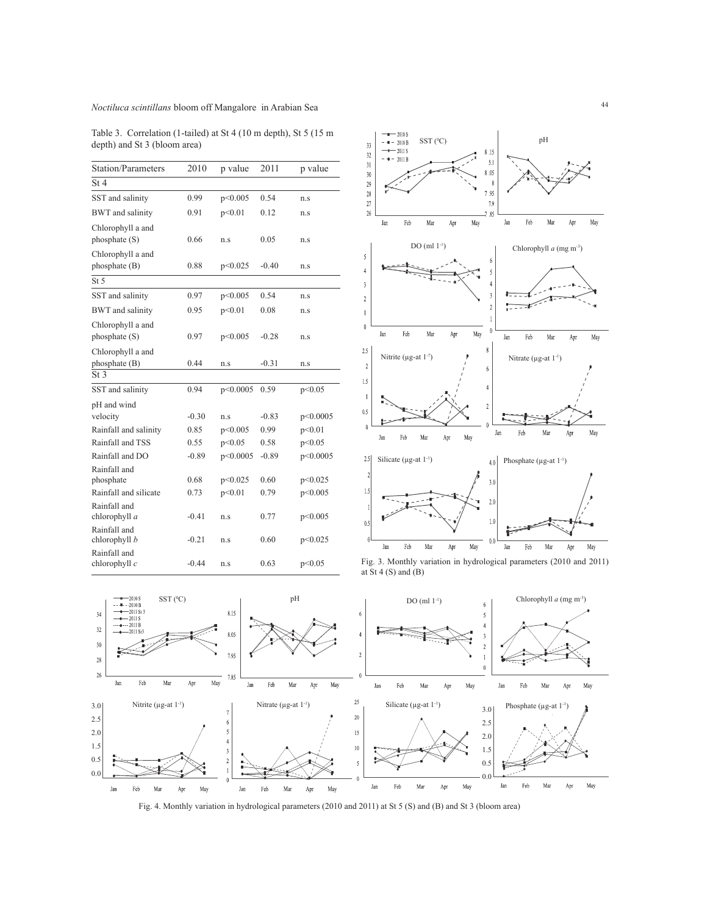Table 3. Correlation (1-tailed) at St 4 (10 m depth), St 5 (15 m depth) and St 3 (bloom area)

| Station/Parameters | 2010 | p value | 2011 | p value |
|---|---|---|---|---|
| St 4 | | | | |
| SST and salinity | 0.99 | p<0.005 | 0.54 | n.s |
| BWT and salinity | 0.91 | p<0.01 | 0.12 | n.s |
| Chlorophyll a and phosphate (S) | 0.66 | n.s | 0.05 | n.s |
| Chlorophyll a and phosphate (B) | 0.88 | p<0.025 | -0.40 | n.s |
| St 5 | | | | |
| SST and salinity | 0.97 | p<0.005 | 0.54 | n.s |
| BWT and salinity | 0.95 | p<0.01 | 0.08 | n.s |
| Chlorophyll a and phosphate (S) | 0.97 | p<0.005 | -0.28 | n.s |
| Chlorophyll a and phosphate (B) | 0.44 | n.s | -0.31 | n.s |
| St 3 | | | | |
| SST and salinity | 0.94 | p<0.0005 | 0.59 | p<0.05 |
| pH and wind velocity | -0.30 | n.s | -0.83 | p<0.0005 |
| Rainfall and salinity | 0.85 | p<0.005 | 0.99 | p<0.01 |
| Rainfall and TSS | 0.55 | p<0.05 | 0.58 | p<0.05 |
| Rainfall and DO | -0.89 | p<0.0005 | -0.89 | p<0.0005 |
| Rainfall and phosphate | 0.68 | p<0.025 | 0.60 | p<0.025 |
| Rainfall and silicate | 0.73 | p<0.01 | 0.79 | p<0.005 |
| Rainfall and chlorophyll *a* | -0.41 | n.s | 0.77 | p<0.005 |
| Rainfall and chlorophyll *b* | -0.21 | n.s | 0.60 | p<0.025 |
| Rainfall and chlorophyll *c* | -0.44 | n.s | 0.63 | p<0.05 |

Fig. 3. Monthly variation in hydrological parameters (2010 and 2011) at St 4 (S) and (B)

Fig. 4. Monthly variation in hydrological parameters (2010 and 2011) at St 5 (S) and (B) and St 3 (bloom area)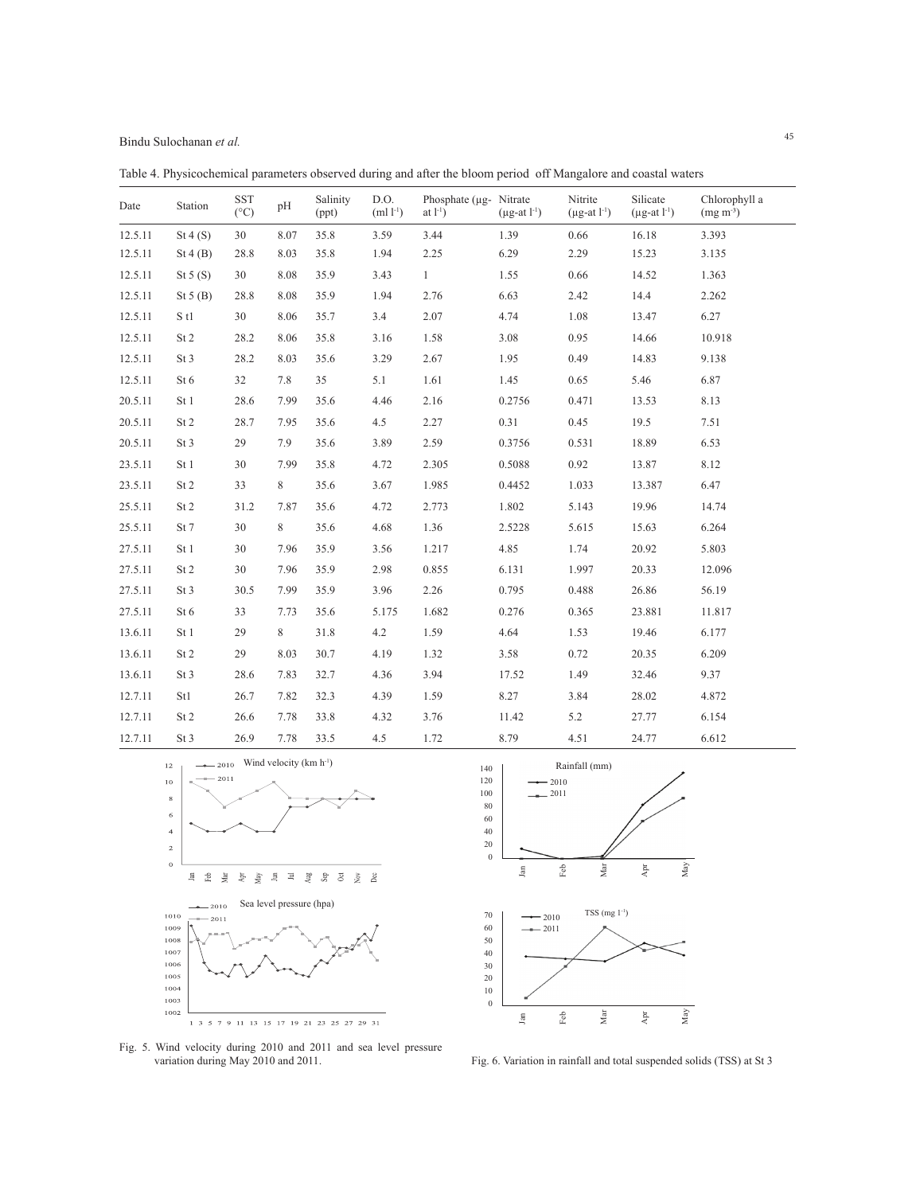Table 4. Physicochemical parameters observed during and after the bloom period off Mangalore and coastal waters

| Date | Station | SST (°C) | pH | Salinity (ppt) | D.O. (ml $l^{-1}$) | Phosphate (µg-at $l^{-1}$) | Nitrate (µg-at $l^{-1}$) | Nitrite (µg-at $l^{-1}$) | Silicate (µg-at $l^{-1}$) | Chlorophyll a (mg $m^{-3}$) |
|---|---|---|---|---|---|---|---|---|---|---|
| 12.5.11 | St 4 (S) | 30 | 8.07 | 35.8 | 3.59 | 3.44 | 1.39 | 0.66 | 16.18 | 3.393 |
| 12.5.11 | St 4 (B) | 28.8 | 8.03 | 35.8 | 1.94 | 2.25 | 6.29 | 2.29 | 15.23 | 3.135 |
| 12.5.11 | St 5 (S) | 30 | 8.08 | 35.9 | 3.43 | 1 | 1.55 | 0.66 | 14.52 | 1.363 |
| 12.5.11 | St 5 (B) | 28.8 | 8.08 | 35.9 | 1.94 | 2.76 | 6.63 | 2.42 | 14.4 | 2.262 |
| 12.5.11 | S t1 | 30 | 8.06 | 35.7 | 3.4 | 2.07 | 4.74 | 1.08 | 13.47 | 6.27 |
| 12.5.11 | St 2 | 28.2 | 8.06 | 35.8 | 3.16 | 1.58 | 3.08 | 0.95 | 14.66 | 10.918 |
| 12.5.11 | St 3 | 28.2 | 8.03 | 35.6 | 3.29 | 2.67 | 1.95 | 0.49 | 14.83 | 9.138 |
| 12.5.11 | St 6 | 32 | 7.8 | 35 | 5.1 | 1.61 | 1.45 | 0.65 | 5.46 | 6.87 |
| 20.5.11 | St 1 | 28.6 | 7.99 | 35.6 | 4.46 | 2.16 | 0.2756 | 0.471 | 13.53 | 8.13 |
| 20.5.11 | St 2 | 28.7 | 7.95 | 35.6 | 4.5 | 2.27 | 0.31 | 0.45 | 19.5 | 7.51 |
| 20.5.11 | St 3 | 29 | 7.9 | 35.6 | 3.89 | 2.59 | 0.3756 | 0.531 | 18.89 | 6.53 |
| 23.5.11 | St 1 | 30 | 7.99 | 35.8 | 4.72 | 2.305 | 0.5088 | 0.92 | 13.87 | 8.12 |
| 23.5.11 | St 2 | 33 | 8 | 35.6 | 3.67 | 1.985 | 0.4452 | 1.033 | 13.387 | 6.47 |
| 25.5.11 | St 2 | 31.2 | 7.87 | 35.6 | 4.72 | 2.773 | 1.802 | 5.143 | 19.96 | 14.74 |
| 25.5.11 | St 7 | 30 | 8 | 35.6 | 4.68 | 1.36 | 2.5228 | 5.615 | 15.63 | 6.264 |
| 27.5.11 | St 1 | 30 | 7.96 | 35.9 | 3.56 | 1.217 | 4.85 | 1.74 | 20.92 | 5.803 |
| 27.5.11 | St 2 | 30 | 7.96 | 35.9 | 2.98 | 0.855 | 6.131 | 1.997 | 20.33 | 12.096 |
| 27.5.11 | St 3 | 30.5 | 7.99 | 35.9 | 3.96 | 2.26 | 0.795 | 0.488 | 26.86 | 56.19 |
| 27.5.11 | St 6 | 33 | 7.73 | 35.6 | 5.175 | 1.682 | 0.276 | 0.365 | 23.881 | 11.817 |
| 13.6.11 | St 1 | 29 | 8 | 31.8 | 4.2 | 1.59 | 4.64 | 1.53 | 19.46 | 6.177 |
| 13.6.11 | St 2 | 29 | 8.03 | 30.7 | 4.19 | 1.32 | 3.58 | 0.72 | 20.35 | 6.209 |
| 13.6.11 | St 3 | 28.6 | 7.83 | 32.7 | 4.36 | 3.94 | 17.52 | 1.49 | 32.46 | 9.37 |
| 12.7.11 | St1 | 26.7 | 7.82 | 32.3 | 4.39 | 1.59 | 8.27 | 3.84 | 28.02 | 4.872 |
| 12.7.11 | St 2 | 26.6 | 7.78 | 33.8 | 4.32 | 3.76 | 11.42 | 5.2 | 27.77 | 6.154 |
| 12.7.11 | St 3 | 26.9 | 7.78 | 33.5 | 4.5 | 1.72 | 8.79 | 4.51 | 24.77 | 6.612 |

Fig. 5. Wind velocity during 2010 and 2011 and sea level pressure variation during May 2010 and 2011.

Fig. 6. Variation in rainfall and total suspended solids (TSS) at St 3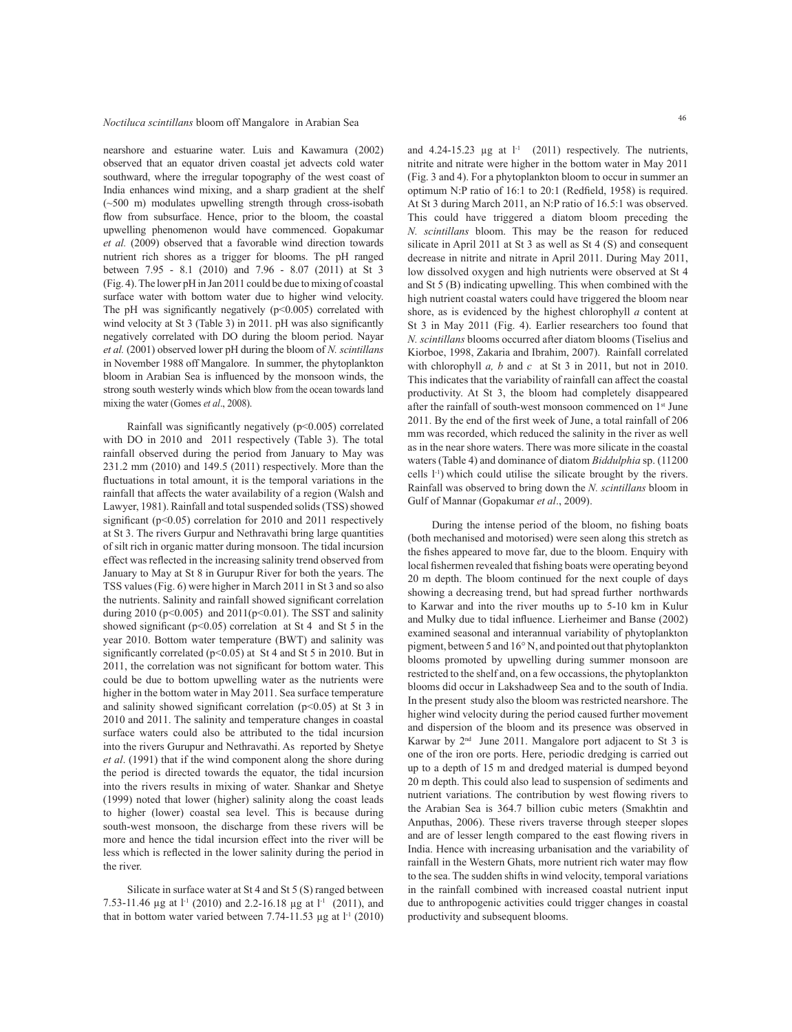nearshore and estuarine water. Luis and Kawamura (2002) observed that an equator driven coastal jet advects cold water southward, where the irregular topography of the west coast of India enhances wind mixing, and a sharp gradient at the shelf (~500 m) modulates upwelling strength through cross-isobath flow from subsurface. Hence, prior to the bloom, the coastal upwelling phenomenon would have commenced. Gopakumar *et al.* (2009) observed that a favorable wind direction towards nutrient rich shores as a trigger for blooms. The pH ranged between 7.95 - 8.1 (2010) and 7.96 - 8.07 (2011) at St 3 (Fig. 4). The lower pH in Jan 2011 could be due to mixing of coastal surface water with bottom water due to higher wind velocity. The pH was significantly negatively ($p<0.005$) correlated with wind velocity at St 3 (Table 3) in 2011. pH was also significantly negatively correlated with DO during the bloom period. Nayar *et al.* (2001) observed lower pH during the bloom of *N. scintillans* in November 1988 off Mangalore. In summer, the phytoplankton bloom in Arabian Sea is influenced by the monsoon winds, the strong south westerly winds which blow from the ocean towards land mixing the water (Gomes *et al*., 2008).

Rainfall was significantly negatively ($p<0.005$) correlated with DO in 2010 and 2011 respectively (Table 3). The total rainfall observed during the period from January to May was 231.2 mm (2010) and 149.5 (2011) respectively. More than the fluctuations in total amount, it is the temporal variations in the rainfall that affects the water availability of a region (Walsh and Lawyer, 1981). Rainfall and total suspended solids (TSS) showed significant ($p<0.05$) correlation for 2010 and 2011 respectively at St 3. The rivers Gurpur and Nethravathi bring large quantities of silt rich in organic matter during monsoon. The tidal incursion effect was reflected in the increasing salinity trend observed from January to May at St 8 in Gurupur River for both the years. The TSS values (Fig. 6) were higher in March 2011 in St 3 and so also the nutrients. Salinity and rainfall showed significant correlation during 2010 ($p<0.005$) and 2011($p<0.01$). The SST and salinity showed significant ($p<0.05$) correlation at St 4 and St 5 in the year 2010. Bottom water temperature (BWT) and salinity was significantly correlated ($p<0.05$) at St 4 and St 5 in 2010. But in 2011, the correlation was not significant for bottom water. This could be due to bottom upwelling water as the nutrients were higher in the bottom water in May 2011. Sea surface temperature and salinity showed significant correlation ($p<0.05$) at St 3 in 2010 and 2011. The salinity and temperature changes in coastal surface waters could also be attributed to the tidal incursion into the rivers Gurupur and Nethravathi. As reported by Shetye *et al*. (1991) that if the wind component along the shore during the period is directed towards the equator, the tidal incursion into the rivers results in mixing of water. Shankar and Shetye (1999) noted that lower (higher) salinity along the coast leads to higher (lower) coastal sea level. This is because during south-west monsoon, the discharge from these rivers will be more and hence the tidal incursion effect into the river will be less which is reflected in the lower salinity during the period in the river.

Silicate in surface water at St 4 and St 5 (S) ranged between 7.53-11.46 µg at $l^{-1}$ (2010) and 2.2-16.18 µg at $l^{-1}$ (2011), and that in bottom water varied between 7.74-11.53 µg at $l^{-1}$ (2010) and 4.24-15.23 µg at $l^{-1}$ (2011) respectively. The nutrients, nitrite and nitrate were higher in the bottom water in May 2011 (Fig. 3 and 4). For a phytoplankton bloom to occur in summer an optimum N:P ratio of 16:1 to 20:1 (Redfield, 1958) is required. At St 3 during March 2011, an N:P ratio of 16.5:1 was observed. This could have triggered a diatom bloom preceding the *N. scintillans* bloom. This may be the reason for reduced silicate in April 2011 at St 3 as well as St 4 (S) and consequent decrease in nitrite and nitrate in April 2011. During May 2011, low dissolved oxygen and high nutrients were observed at St 4 and St 5 (B) indicating upwelling. This when combined with the high nutrient coastal waters could have triggered the bloom near shore, as is evidenced by the highest chlorophyll *a* content at St 3 in May 2011 (Fig. 4). Earlier researchers too found that *N. scintillans* blooms occurred after diatom blooms (Tiselius and Kiorboe, 1998, Zakaria and Ibrahim, 2007). Rainfall correlated with chlorophyll *a, b* and *c* at St 3 in 2011, but not in 2010. This indicates that the variability of rainfall can affect the coastal productivity. At St 3, the bloom had completely disappeared after the rainfall of south-west monsoon commenced on 1st June 2011. By the end of the first week of June, a total rainfall of 206 mm was recorded, which reduced the salinity in the river as well as in the near shore waters. There was more silicate in the coastal waters (Table 4) and dominance of diatom *Biddulphia* sp. (11200 cells $l^{-1}$) which could utilise the silicate brought by the rivers. Rainfall was observed to bring down the *N. scintillans* bloom in Gulf of Mannar (Gopakumar *et al*., 2009).

During the intense period of the bloom, no fishing boats (both mechanised and motorised) were seen along this stretch as the fishes appeared to move far, due to the bloom. Enquiry with local fishermen revealed that fishing boats were operating beyond 20 m depth. The bloom continued for the next couple of days showing a decreasing trend, but had spread further northwards to Karwar and into the river mouths up to 5-10 km in Kulur and Mulky due to tidal influence. Lierheimer and Banse (2002) examined seasonal and interannual variability of phytoplankton pigment, between 5 and 16° N, and pointed out that phytoplankton blooms promoted by upwelling during summer monsoon are restricted to the shelf and, on a few occassions, the phytoplankton blooms did occur in Lakshadweep Sea and to the south of India. In the present study also the bloom was restricted nearshore. The higher wind velocity during the period caused further movement and dispersion of the bloom and its presence was observed in Karwar by 2nd June 2011. Mangalore port adjacent to St 3 is one of the iron ore ports. Here, periodic dredging is carried out up to a depth of 15 m and dredged material is dumped beyond 20 m depth. This could also lead to suspension of sediments and nutrient variations. The contribution by west flowing rivers to the Arabian Sea is 364.7 billion cubic meters (Smakhtin and Anputhas, 2006). These rivers traverse through steeper slopes and are of lesser length compared to the east flowing rivers in India. Hence with increasing urbanisation and the variability of rainfall in the Western Ghats, more nutrient rich water may flow to the sea. The sudden shifts in wind velocity, temporal variations in the rainfall combined with increased coastal nutrient input due to anthropogenic activities could trigger changes in coastal productivity and subsequent blooms.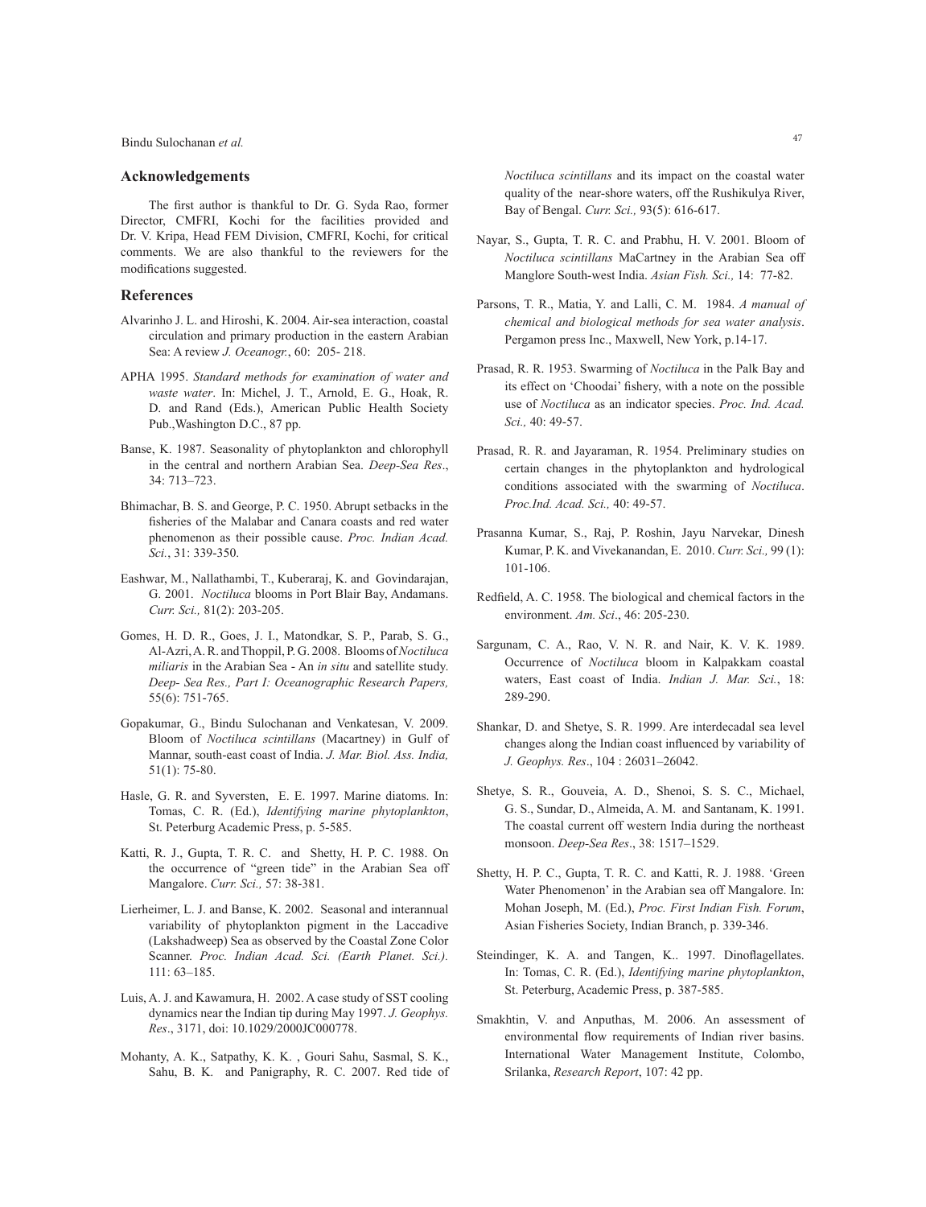## Acknowledgements

The first author is thankful to Dr. G. Syda Rao, former Director, CMFRI, Kochi for the facilities provided and Dr. V. Kripa, Head FEM Division, CMFRI, Kochi, for critical comments. We are also thankful to the reviewers for the modifications suggested.

## References

Alvarinho J. L. and Hiroshi, K. 2004. Air-sea interaction, coastal circulation and primary production in the eastern Arabian Sea: A review *J. Oceanogr.*, 60: 205- 218.

APHA 1995. *Standard methods for examination of water and waste water*. In: Michel, J. T., Arnold, E. G., Hoak, R. D. and Rand (Eds.), American Public Health Society Pub.,Washington D.C., 87 pp.

Banse, K. 1987. Seasonality of phytoplankton and chlorophyll in the central and northern Arabian Sea. *Deep-Sea Res*., 34: 713–723.

Bhimachar, B. S. and George, P. C. 1950. Abrupt setbacks in the fisheries of the Malabar and Canara coasts and red water phenomenon as their possible cause. *Proc. Indian Acad. Sci.*, 31: 339-350.

Eashwar, M., Nallathambi, T., Kuberaraj, K. and Govindarajan, G. 2001. *Noctiluca* blooms in Port Blair Bay, Andamans. *Curr. Sci.,* 81(2): 203-205.

Gomes, H. D. R., Goes, J. I., Matondkar, S. P., Parab, S. G., Al-Azri, A. R. and Thoppil, P. G. 2008. Blooms of *Noctiluca miliaris* in the Arabian Sea - An *in situ* and satellite study. *Deep- Sea Res., Part I: Oceanographic Research Papers,* 55(6): 751-765.

Gopakumar, G., Bindu Sulochanan and Venkatesan, V. 2009. Bloom of *Noctiluca scintillans* (Macartney) in Gulf of Mannar, south-east coast of India. *J. Mar. Biol. Ass. India,* 51(1): 75-80.

Hasle, G. R. and Syversten, E. E. 1997. Marine diatoms. In: Tomas, C. R. (Ed.), *Identifying marine phytoplankton*, St. Peterburg Academic Press, p. 5-585.

Katti, R. J., Gupta, T. R. C. and Shetty, H. P. C. 1988. On the occurrence of "green tide" in the Arabian Sea off Mangalore. *Curr. Sci.,* 57: 38-381.

Lierheimer, L. J. and Banse, K. 2002. Seasonal and interannual variability of phytoplankton pigment in the Laccadive (Lakshadweep) Sea as observed by the Coastal Zone Color Scanner. *Proc. Indian Acad. Sci. (Earth Planet. Sci.).* 111: 63–185.

Luis, A. J. and Kawamura, H. 2002. A case study of SST cooling dynamics near the Indian tip during May 1997. *J. Geophys. Res*., 3171, doi: 10.1029/2000JC000778.

Mohanty, A. K., Satpathy, K. K. , Gouri Sahu, Sasmal, S. K., Sahu, B. K. and Panigraphy, R. C. 2007. Red tide of *Noctiluca scintillans* and its impact on the coastal water quality of the near-shore waters, off the Rushikulya River, Bay of Bengal. *Curr. Sci.,* 93(5): 616-617.

Nayar, S., Gupta, T. R. C. and Prabhu, H. V. 2001. Bloom of *Noctiluca scintillans* MaCartney in the Arabian Sea off Manglore South-west India. *Asian Fish. Sci.,* 14: 77-82.

Parsons, T. R., Matia, Y. and Lalli, C. M. 1984. *A manual of chemical and biological methods for sea water analysis*. Pergamon press Inc., Maxwell, New York, p.14-17.

Prasad, R. R. 1953. Swarming of *Noctiluca* in the Palk Bay and its effect on 'Choodai' fishery, with a note on the possible use of *Noctiluca* as an indicator species. *Proc. Ind. Acad. Sci.,* 40: 49-57.

Prasad, R. R. and Jayaraman, R. 1954. Preliminary studies on certain changes in the phytoplankton and hydrological conditions associated with the swarming of *Noctiluca*. *Proc.Ind. Acad. Sci.,* 40: 49-57.

Prasanna Kumar, S., Raj, P. Roshin, Jayu Narvekar, Dinesh Kumar, P. K. and Vivekanandan, E. 2010. *Curr. Sci.,* 99 (1): 101-106.

Redfield, A. C. 1958. The biological and chemical factors in the environment. *Am. Sci*., 46: 205-230.

Sargunam, C. A., Rao, V. N. R. and Nair, K. V. K. 1989. Occurrence of *Noctiluca* bloom in Kalpakkam coastal waters, East coast of India. *Indian J. Mar. Sci.*, 18: 289-290.

Shankar, D. and Shetye, S. R. 1999. Are interdecadal sea level changes along the Indian coast influenced by variability of *J. Geophys. Res*., 104 : 26031–26042.

Shetye, S. R., Gouveia, A. D., Shenoi, S. S. C., Michael, G. S., Sundar, D., Almeida, A. M. and Santanam, K. 1991. The coastal current off western India during the northeast monsoon. *Deep-Sea Res*., 38: 1517–1529.

Shetty, H. P. C., Gupta, T. R. C. and Katti, R. J. 1988. 'Green Water Phenomenon' in the Arabian sea off Mangalore. In: Mohan Joseph, M. (Ed.), *Proc. First Indian Fish. Forum*, Asian Fisheries Society, Indian Branch, p. 339-346.

Steindinger, K. A. and Tangen, K.. 1997. Dinoflagellates. In: Tomas, C. R. (Ed.), *Identifying marine phytoplankton*, St. Peterburg, Academic Press, p. 387-585.

Smakhtin, V. and Anputhas, M. 2006. An assessment of environmental flow requirements of Indian river basins. International Water Management Institute, Colombo, Srilanka, *Research Report*, 107: 42 pp.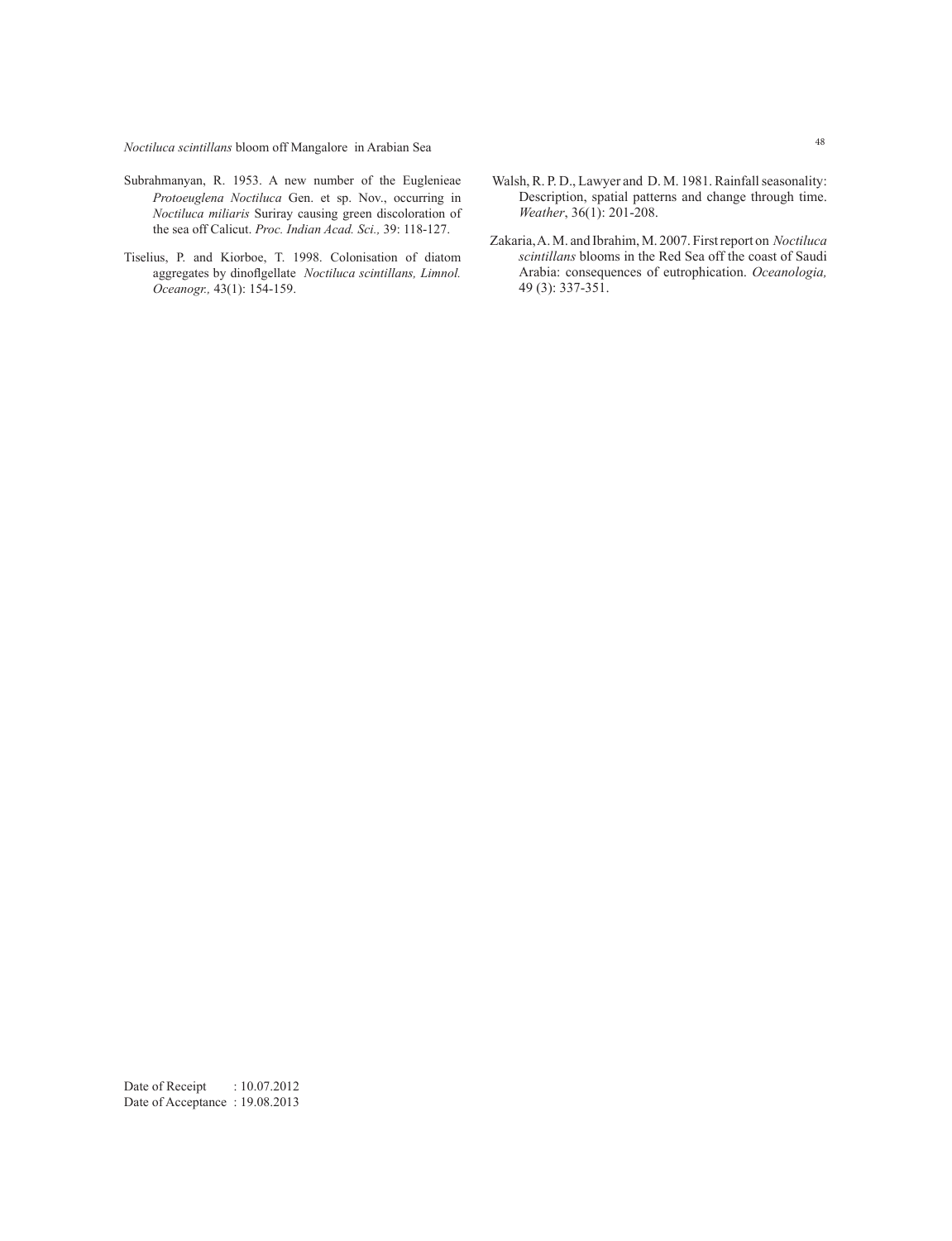Subrahmanyan, R. 1953. A new number of the Euglenieae *Protoeuglena Noctiluca* Gen. et sp. Nov., occurring in *Noctiluca miliaris* Suriray causing green discoloration of the sea off Calicut. *Proc. Indian Acad. Sci.,* 39: 118-127.

Tiselius, P. and Kiorboe, T. 1998. Colonisation of diatom aggregates by dinoflgellate *Noctiluca scintillans, Limnol. Oceanogr.,* 43(1): 154-159.

Walsh, R. P. D., Lawyer and D. M. 1981. Rainfall seasonality: Description, spatial patterns and change through time. *Weather*, 36(1): 201-208.

Zakaria, A. M. and Ibrahim, M. 2007. First report on *Noctiluca scintillans* blooms in the Red Sea off the coast of Saudi Arabia: consequences of eutrophication. *Oceanologia,* 49 (3): 337-351.

Date of Receipt : 10.07.2012
Date of Acceptance : 19.08.2013